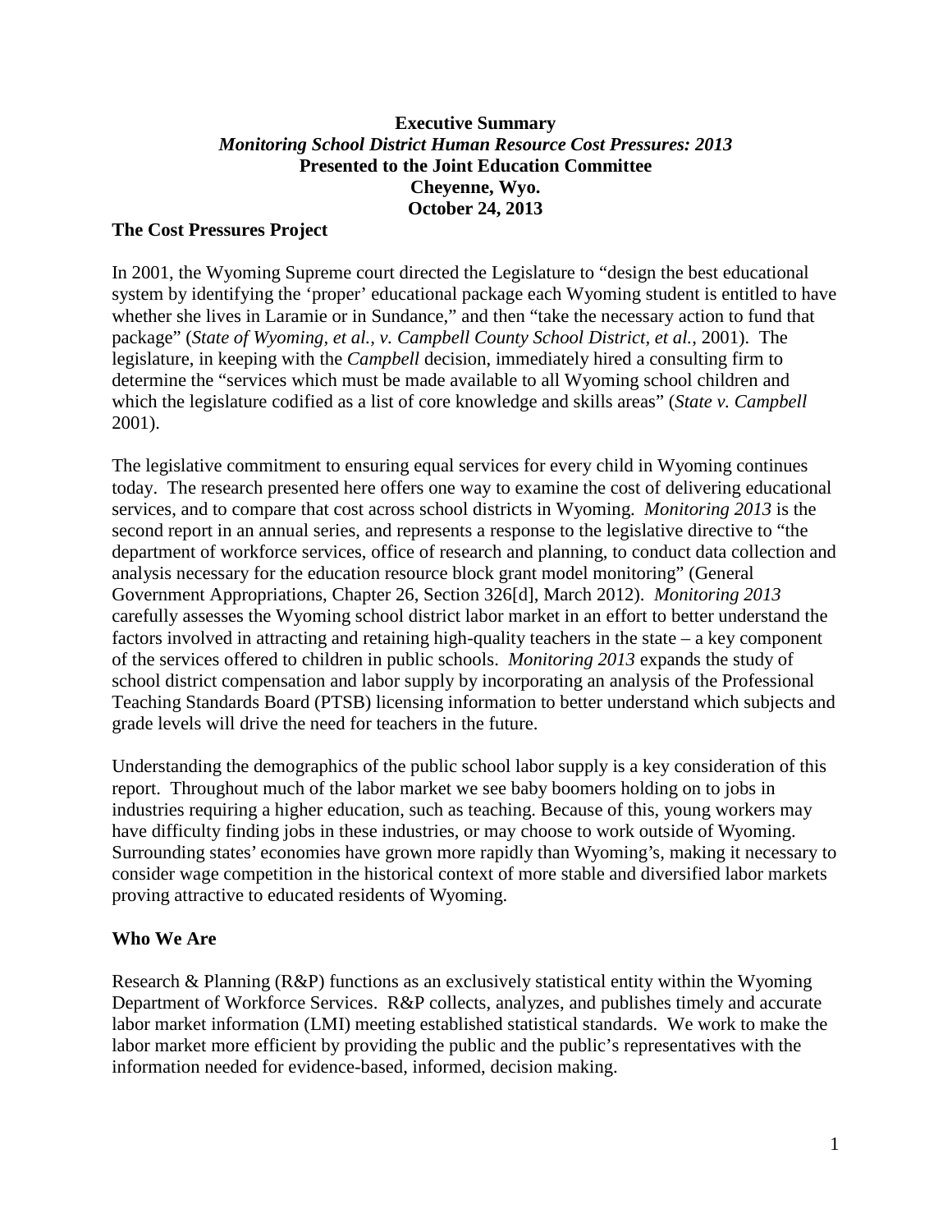**Executive Summary**
***Monitoring School District Human Resource Cost Pressures: 2013***
**Presented to the Joint Education Committee**
**Cheyenne, Wyo.**
**October 24, 2013**

## The Cost Pressures Project

In 2001, the Wyoming Supreme court directed the Legislature to "design the best educational system by identifying the 'proper' educational package each Wyoming student is entitled to have whether she lives in Laramie or in Sundance," and then "take the necessary action to fund that package" (*State of Wyoming, et al., v. Campbell County School District, et al.*, 2001). The legislature, in keeping with the *Campbell* decision, immediately hired a consulting firm to determine the "services which must be made available to all Wyoming school children and which the legislature codified as a list of core knowledge and skills areas" (*State v. Campbell* 2001).

The legislative commitment to ensuring equal services for every child in Wyoming continues today. The research presented here offers one way to examine the cost of delivering educational services, and to compare that cost across school districts in Wyoming. *Monitoring 2013* is the second report in an annual series, and represents a response to the legislative directive to "the department of workforce services, office of research and planning, to conduct data collection and analysis necessary for the education resource block grant model monitoring" (General Government Appropriations, Chapter 26, Section 326[d], March 2012). *Monitoring 2013* carefully assesses the Wyoming school district labor market in an effort to better understand the factors involved in attracting and retaining high-quality teachers in the state – a key component of the services offered to children in public schools. *Monitoring 2013* expands the study of school district compensation and labor supply by incorporating an analysis of the Professional Teaching Standards Board (PTSB) licensing information to better understand which subjects and grade levels will drive the need for teachers in the future.

Understanding the demographics of the public school labor supply is a key consideration of this report. Throughout much of the labor market we see baby boomers holding on to jobs in industries requiring a higher education, such as teaching. Because of this, young workers may have difficulty finding jobs in these industries, or may choose to work outside of Wyoming. Surrounding states' economies have grown more rapidly than Wyoming's, making it necessary to consider wage competition in the historical context of more stable and diversified labor markets proving attractive to educated residents of Wyoming.

## Who We Are

Research & Planning (R&P) functions as an exclusively statistical entity within the Wyoming Department of Workforce Services. R&P collects, analyzes, and publishes timely and accurate labor market information (LMI) meeting established statistical standards. We work to make the labor market more efficient by providing the public and the public's representatives with the information needed for evidence-based, informed, decision making.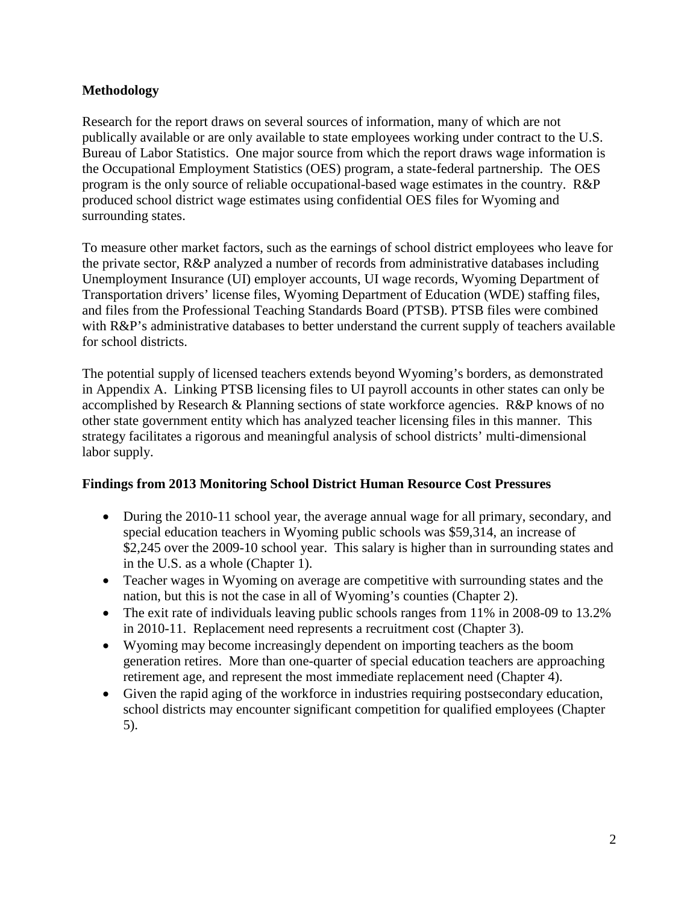**Methodology**

Research for the report draws on several sources of information, many of which are not publically available or are only available to state employees working under contract to the U.S. Bureau of Labor Statistics. One major source from which the report draws wage information is the Occupational Employment Statistics (OES) program, a state-federal partnership. The OES program is the only source of reliable occupational-based wage estimates in the country. R&P produced school district wage estimates using confidential OES files for Wyoming and surrounding states.

To measure other market factors, such as the earnings of school district employees who leave for the private sector, R&P analyzed a number of records from administrative databases including Unemployment Insurance (UI) employer accounts, UI wage records, Wyoming Department of Transportation drivers' license files, Wyoming Department of Education (WDE) staffing files, and files from the Professional Teaching Standards Board (PTSB). PTSB files were combined with R&P's administrative databases to better understand the current supply of teachers available for school districts.

The potential supply of licensed teachers extends beyond Wyoming's borders, as demonstrated in Appendix A. Linking PTSB licensing files to UI payroll accounts in other states can only be accomplished by Research & Planning sections of state workforce agencies. R&P knows of no other state government entity which has analyzed teacher licensing files in this manner. This strategy facilitates a rigorous and meaningful analysis of school districts' multi-dimensional labor supply.

**Findings from 2013 Monitoring School District Human Resource Cost Pressures**

- During the 2010-11 school year, the average annual wage for all primary, secondary, and special education teachers in Wyoming public schools was $59,314, an increase of $2,245 over the 2009-10 school year. This salary is higher than in surrounding states and in the U.S. as a whole (Chapter 1).
- Teacher wages in Wyoming on average are competitive with surrounding states and the nation, but this is not the case in all of Wyoming's counties (Chapter 2).
- The exit rate of individuals leaving public schools ranges from 11% in 2008-09 to 13.2% in 2010-11. Replacement need represents a recruitment cost (Chapter 3).
- Wyoming may become increasingly dependent on importing teachers as the boom generation retires. More than one-quarter of special education teachers are approaching retirement age, and represent the most immediate replacement need (Chapter 4).
- Given the rapid aging of the workforce in industries requiring postsecondary education, school districts may encounter significant competition for qualified employees (Chapter 5).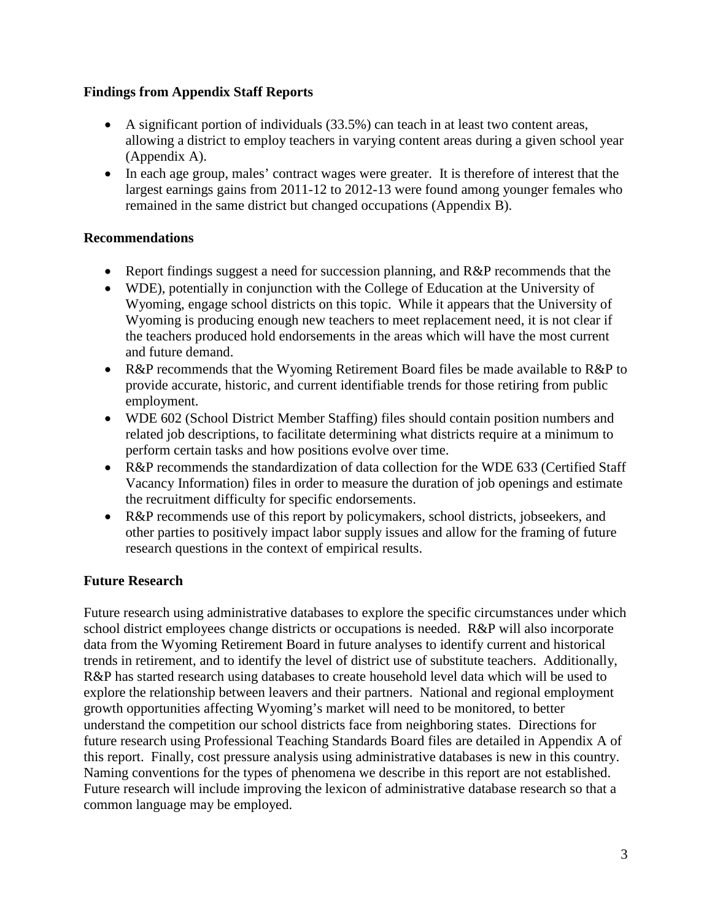### Findings from Appendix Staff Reports

- A significant portion of individuals (33.5%) can teach in at least two content areas, allowing a district to employ teachers in varying content areas during a given school year (Appendix A).
- In each age group, males' contract wages were greater. It is therefore of interest that the largest earnings gains from 2011-12 to 2012-13 were found among younger females who remained in the same district but changed occupations (Appendix B).

### Recommendations

- Report findings suggest a need for succession planning, and R&P recommends that the
- WDE), potentially in conjunction with the College of Education at the University of Wyoming, engage school districts on this topic. While it appears that the University of Wyoming is producing enough new teachers to meet replacement need, it is not clear if the teachers produced hold endorsements in the areas which will have the most current and future demand.
- R&P recommends that the Wyoming Retirement Board files be made available to R&P to provide accurate, historic, and current identifiable trends for those retiring from public employment.
- WDE 602 (School District Member Staffing) files should contain position numbers and related job descriptions, to facilitate determining what districts require at a minimum to perform certain tasks and how positions evolve over time.
- R&P recommends the standardization of data collection for the WDE 633 (Certified Staff Vacancy Information) files in order to measure the duration of job openings and estimate the recruitment difficulty for specific endorsements.
- R&P recommends use of this report by policymakers, school districts, jobseekers, and other parties to positively impact labor supply issues and allow for the framing of future research questions in the context of empirical results.

### Future Research

Future research using administrative databases to explore the specific circumstances under which school district employees change districts or occupations is needed. R&P will also incorporate data from the Wyoming Retirement Board in future analyses to identify current and historical trends in retirement, and to identify the level of district use of substitute teachers. Additionally, R&P has started research using databases to create household level data which will be used to explore the relationship between leavers and their partners. National and regional employment growth opportunities affecting Wyoming's market will need to be monitored, to better understand the competition our school districts face from neighboring states. Directions for future research using Professional Teaching Standards Board files are detailed in Appendix A of this report. Finally, cost pressure analysis using administrative databases is new in this country. Naming conventions for the types of phenomena we describe in this report are not established. Future research will include improving the lexicon of administrative database research so that a common language may be employed.